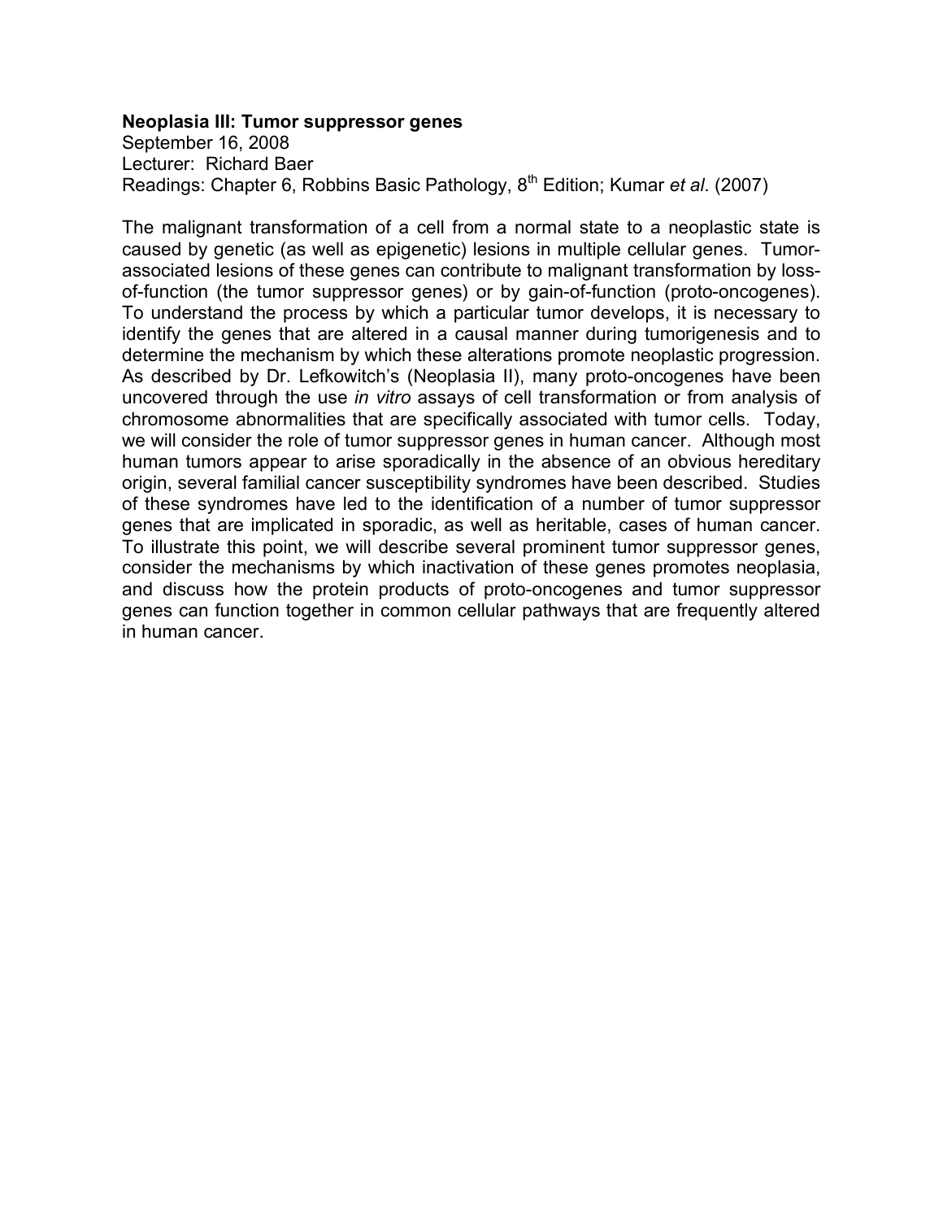**Neoplasia III: Tumor suppressor genes**

September 16, 2008
Lecturer: Richard Baer
Readings: Chapter 6, Robbins Basic Pathology, 8th Edition; Kumar *et al*. (2007)

The malignant transformation of a cell from a normal state to a neoplastic state is caused by genetic (as well as epigenetic) lesions in multiple cellular genes. Tumor-associated lesions of these genes can contribute to malignant transformation by loss-of-function (the tumor suppressor genes) or by gain-of-function (proto-oncogenes). To understand the process by which a particular tumor develops, it is necessary to identify the genes that are altered in a causal manner during tumorigenesis and to determine the mechanism by which these alterations promote neoplastic progression. As described by Dr. Lefkowitch's (Neoplasia II), many proto-oncogenes have been uncovered through the use *in vitro* assays of cell transformation or from analysis of chromosome abnormalities that are specifically associated with tumor cells. Today, we will consider the role of tumor suppressor genes in human cancer. Although most human tumors appear to arise sporadically in the absence of an obvious hereditary origin, several familial cancer susceptibility syndromes have been described. Studies of these syndromes have led to the identification of a number of tumor suppressor genes that are implicated in sporadic, as well as heritable, cases of human cancer. To illustrate this point, we will describe several prominent tumor suppressor genes, consider the mechanisms by which inactivation of these genes promotes neoplasia, and discuss how the protein products of proto-oncogenes and tumor suppressor genes can function together in common cellular pathways that are frequently altered in human cancer.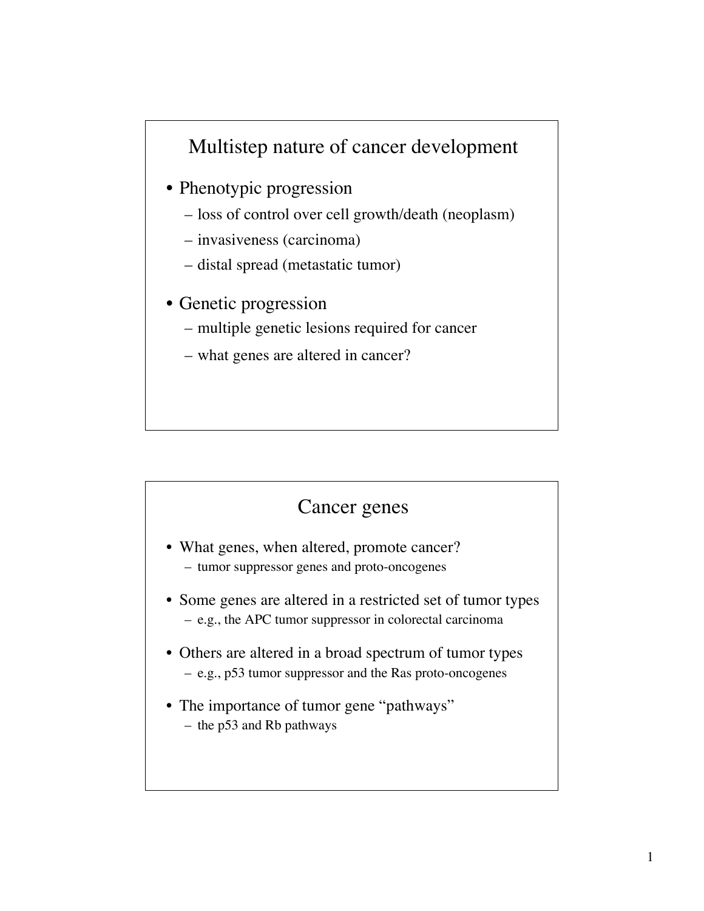## Multistep nature of cancer development

- Phenotypic progression
  - loss of control over cell growth/death (neoplasm)
  - invasiveness (carcinoma)
  - distal spread (metastatic tumor)
- Genetic progression
  - multiple genetic lesions required for cancer
  - what genes are altered in cancer?

## Cancer genes

- What genes, when altered, promote cancer?
  - tumor suppressor genes and proto-oncogenes
- Some genes are altered in a restricted set of tumor types
  - e.g., the APC tumor suppressor in colorectal carcinoma
- Others are altered in a broad spectrum of tumor types
  - e.g., p53 tumor suppressor and the Ras proto-oncogenes
- The importance of tumor gene "pathways"
  - the p53 and Rb pathways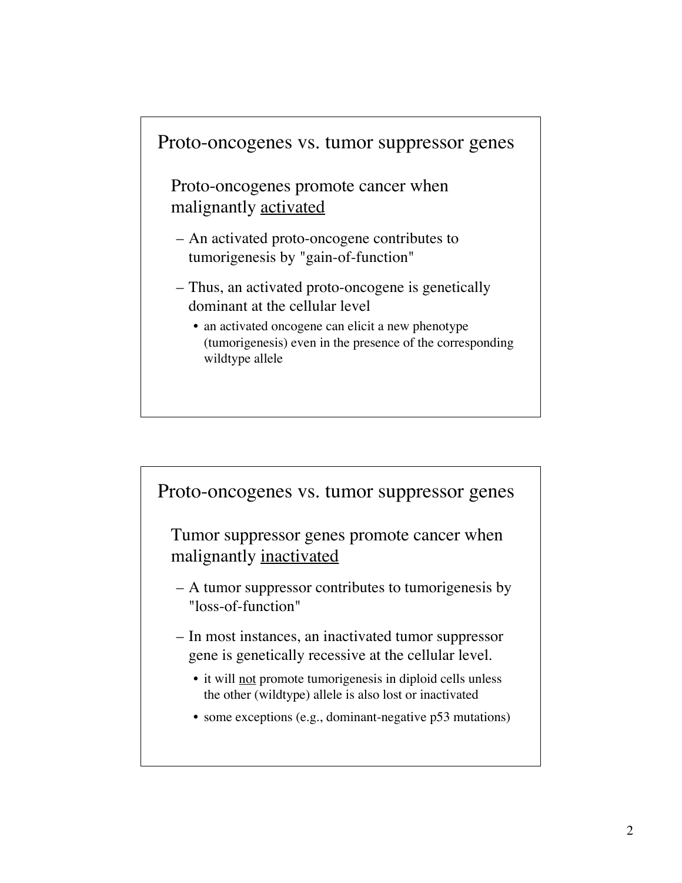## Proto-oncogenes vs. tumor suppressor genes

Proto-oncogenes promote cancer when malignantly <u>activated</u>

- An activated proto-oncogene contributes to tumorigenesis by "gain-of-function"
- Thus, an activated proto-oncogene is genetically dominant at the cellular level
  - an activated oncogene can elicit a new phenotype (tumorigenesis) even in the presence of the corresponding wildtype allele

## Proto-oncogenes vs. tumor suppressor genes

Tumor suppressor genes promote cancer when malignantly <u>inactivated</u>

- A tumor suppressor contributes to tumorigenesis by "loss-of-function"
- In most instances, an inactivated tumor suppressor gene is genetically recessive at the cellular level.
  - it will <u>not</u> promote tumorigenesis in diploid cells unless the other (wildtype) allele is also lost or inactivated
  - some exceptions (e.g., dominant-negative p53 mutations)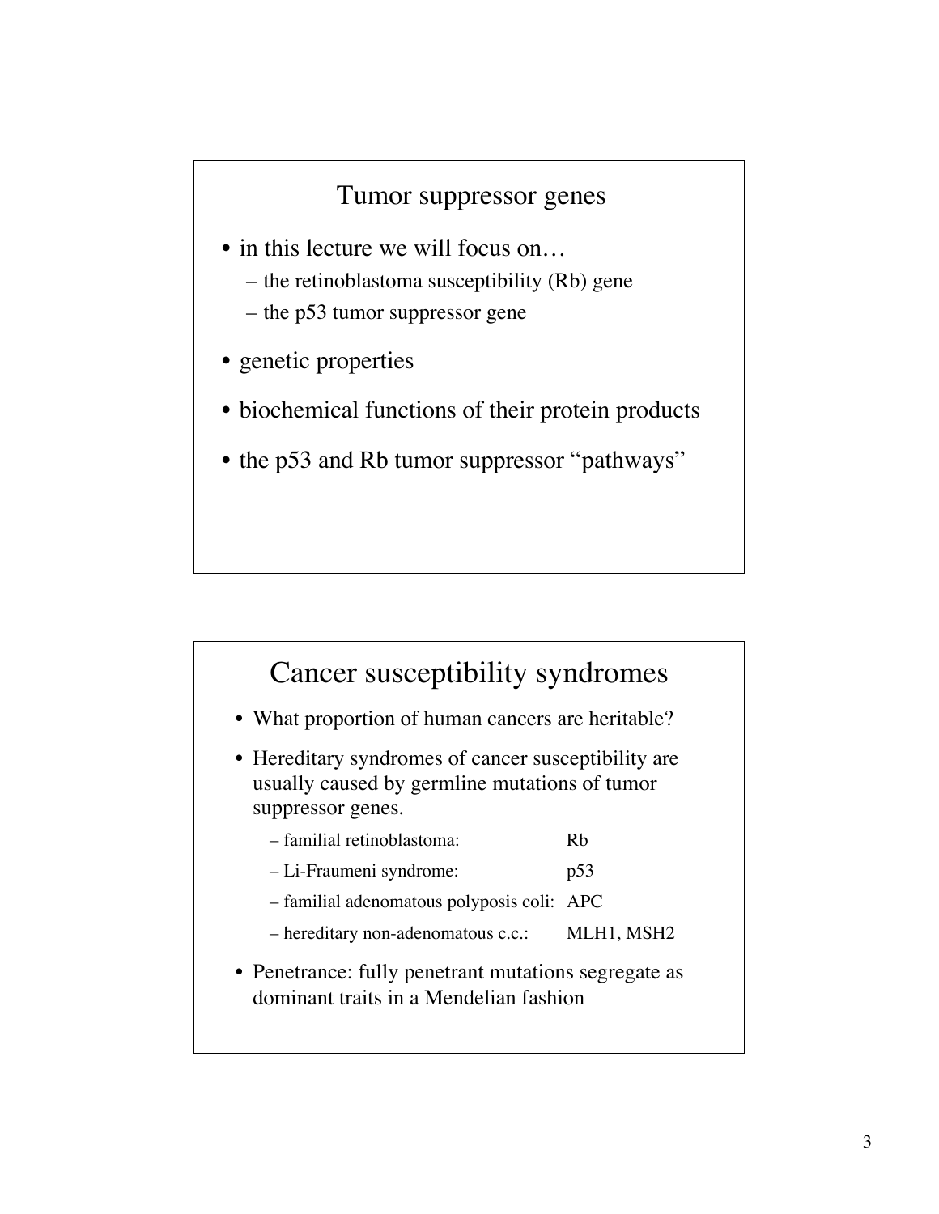## Tumor suppressor genes

- in this lecture we will focus on…
  - the retinoblastoma susceptibility (Rb) gene
  - the p53 tumor suppressor gene
- genetic properties
- biochemical functions of their protein products
- the p53 and Rb tumor suppressor "pathways"

## Cancer susceptibility syndromes

- What proportion of human cancers are heritable?
- Hereditary syndromes of cancer susceptibility are usually caused by <u>germline mutations</u> of tumor suppressor genes.
  - familial retinoblastoma: Rb
  - Li-Fraumeni syndrome: p53
  - familial adenomatous polyposis coli: APC
  - hereditary non-adenomatous c.c.: MLH1, MSH2
- Penetrance: fully penetrant mutations segregate as dominant traits in a Mendelian fashion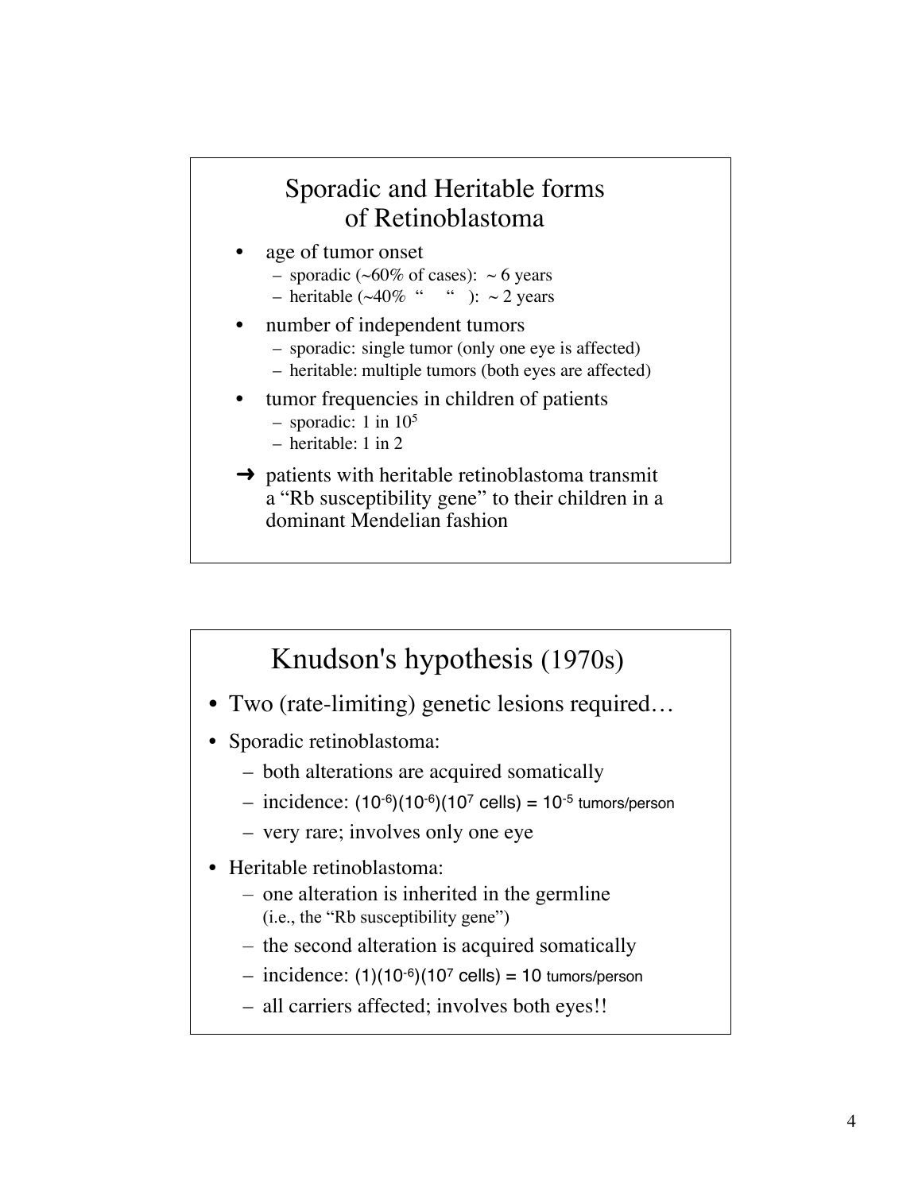## Sporadic and Heritable forms of Retinoblastoma

- age of tumor onset
  - sporadic (~60% of cases): ~ 6 years
  - heritable (~40% " "): ~ 2 years
- number of independent tumors
  - sporadic: single tumor (only one eye is affected)
  - heritable: multiple tumors (both eyes are affected)
- tumor frequencies in children of patients
  - sporadic: 1 in $10^5$
  - heritable: 1 in 2

→ patients with heritable retinoblastoma transmit a "Rb susceptibility gene" to their children in a dominant Mendelian fashion

## Knudson's hypothesis (1970s)

- Two (rate-limiting) genetic lesions required…
- Sporadic retinoblastoma:
  - both alterations are acquired somatically
  - incidence: $(10^{-6})(10^{-6})(10^{7}$ cells$) = 10^{-5}$ tumors/person
  - very rare; involves only one eye
- Heritable retinoblastoma:
  - one alteration is inherited in the germline (i.e., the "Rb susceptibility gene")
  - the second alteration is acquired somatically
  - incidence: $(1)(10^{-6})(10^{7}$ cells$) = 10$ tumors/person
  - all carriers affected; involves both eyes!!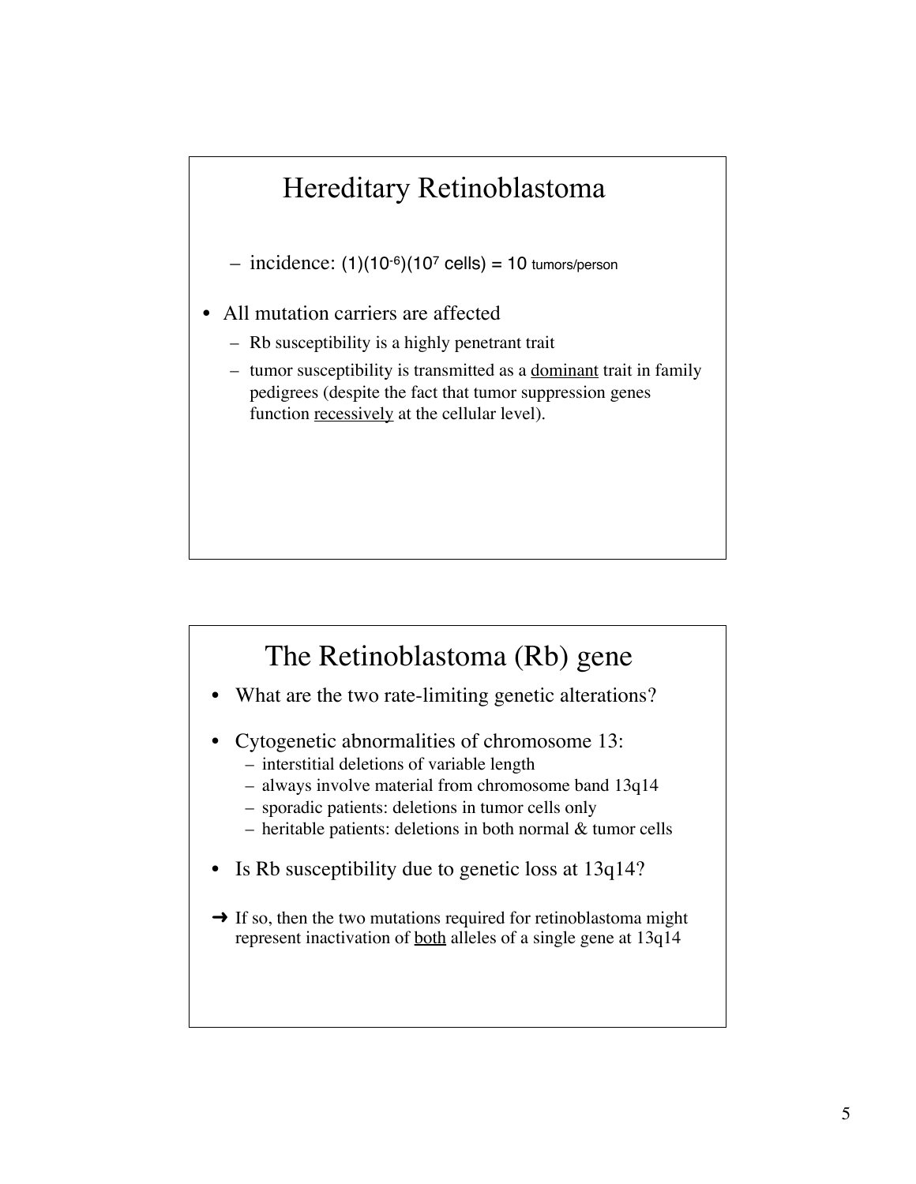# Hereditary Retinoblastoma

- incidence: $(1)(10^{-6})(10^{7}$ cells$) = 10$ tumors/person

- All mutation carriers are affected
  - Rb susceptibility is a highly penetrant trait
  - tumor susceptibility is transmitted as a <u>dominant</u> trait in family pedigrees (despite the fact that tumor suppression genes function <u>recessively</u> at the cellular level).

# The Retinoblastoma (Rb) gene

- What are the two rate-limiting genetic alterations?

- Cytogenetic abnormalities of chromosome 13:
  - interstitial deletions of variable length
  - always involve material from chromosome band 13q14
  - sporadic patients: deletions in tumor cells only
  - heritable patients: deletions in both normal & tumor cells

- Is Rb susceptibility due to genetic loss at 13q14?

➜ If so, then the two mutations required for retinoblastoma might represent inactivation of <u>both</u> alleles of a single gene at 13q14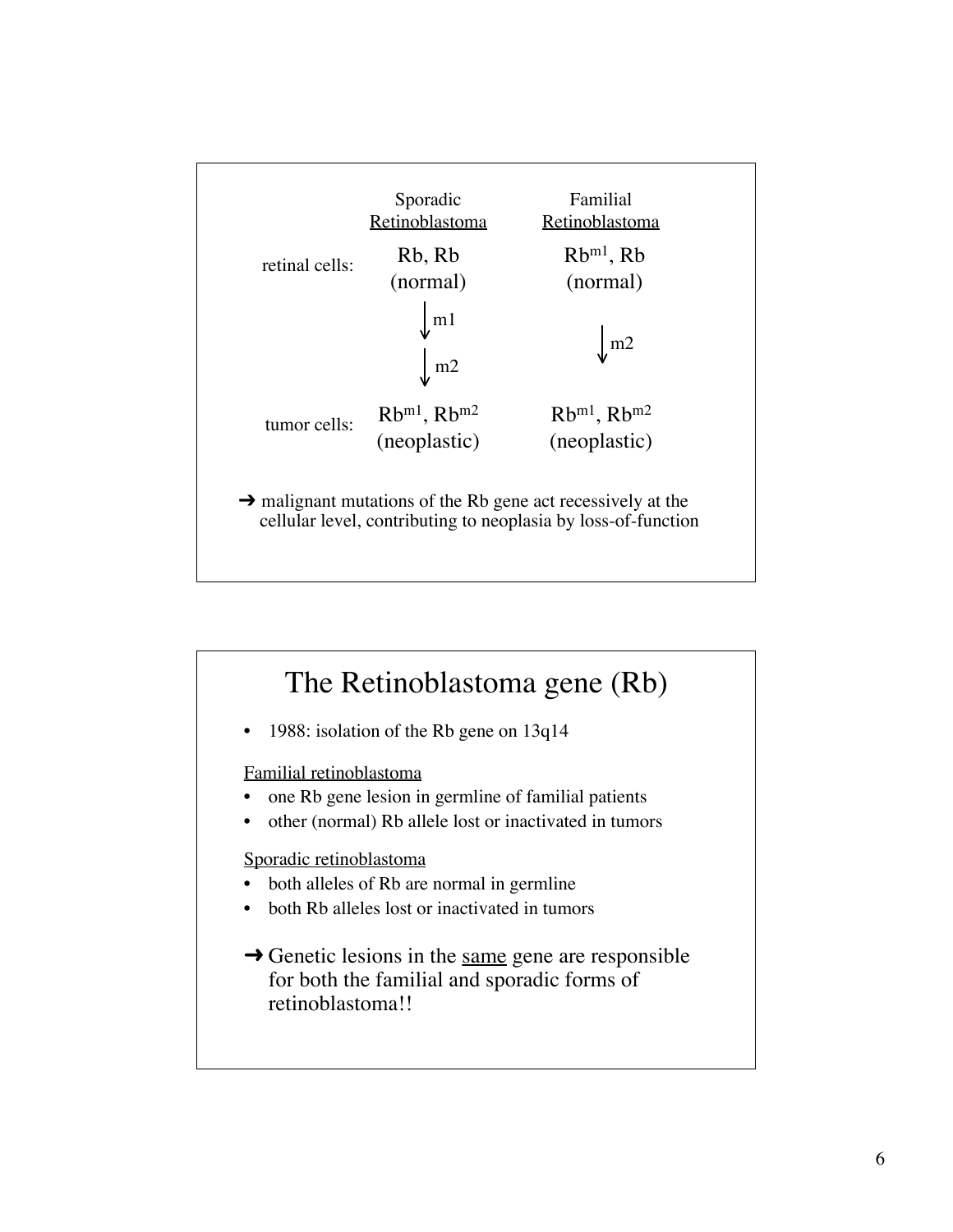| | Sporadic Retinoblastoma | Familial Retinoblastoma |
|---|---|---|
| retinal cells: | Rb, Rb (normal) | $Rb^{m1}$, Rb (normal) |
| | ↓ m1 ↓ m2 | ↓ m2 |
| tumor cells: | $Rb^{m1}$, $Rb^{m2}$ (neoplastic) | $Rb^{m1}$, $Rb^{m2}$ (neoplastic) |

➜ malignant mutations of the Rb gene act recessively at the cellular level, contributing to neoplasia by loss-of-function

# The Retinoblastoma gene (Rb)

- 1988: isolation of the Rb gene on 13q14

Familial retinoblastoma

- one Rb gene lesion in germline of familial patients
- other (normal) Rb allele lost or inactivated in tumors

Sporadic retinoblastoma

- both alleles of Rb are normal in germline
- both Rb alleles lost or inactivated in tumors

➜ Genetic lesions in the same gene are responsible for both the familial and sporadic forms of retinoblastoma!!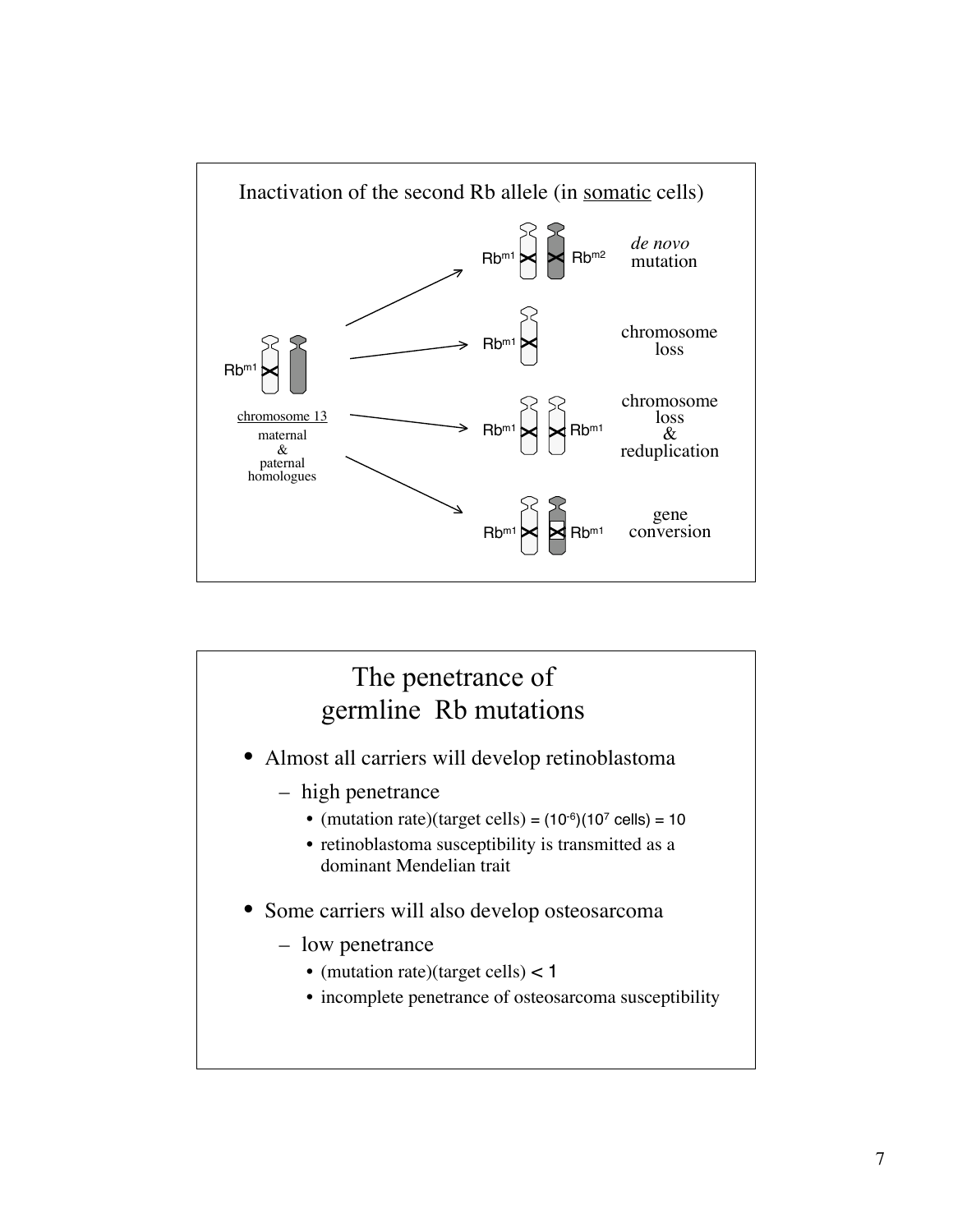## Inactivation of the second Rb allele (in somatic cells)

chromosome 13

maternal & paternal homologues

$Rb^{m1}$

- $Rb^{m1}$ / $Rb^{m2}$ — *de novo* mutation
- $Rb^{m1}$ — chromosome loss
- $Rb^{m1}$ / $Rb^{m1}$ — chromosome loss & reduplication
- $Rb^{m1}$ / $Rb^{m1}$ — gene conversion

## The penetrance of germline Rb mutations

- Almost all carriers will develop retinoblastoma
  - high penetrance
    - (mutation rate)(target cells) = $(10^{-6})(10^{7}$ cells$) = 10$
    - retinoblastoma susceptibility is transmitted as a dominant Mendelian trait
- Some carriers will also develop osteosarcoma
  - low penetrance
    - (mutation rate)(target cells) $< 1$
    - incomplete penetrance of osteosarcoma susceptibility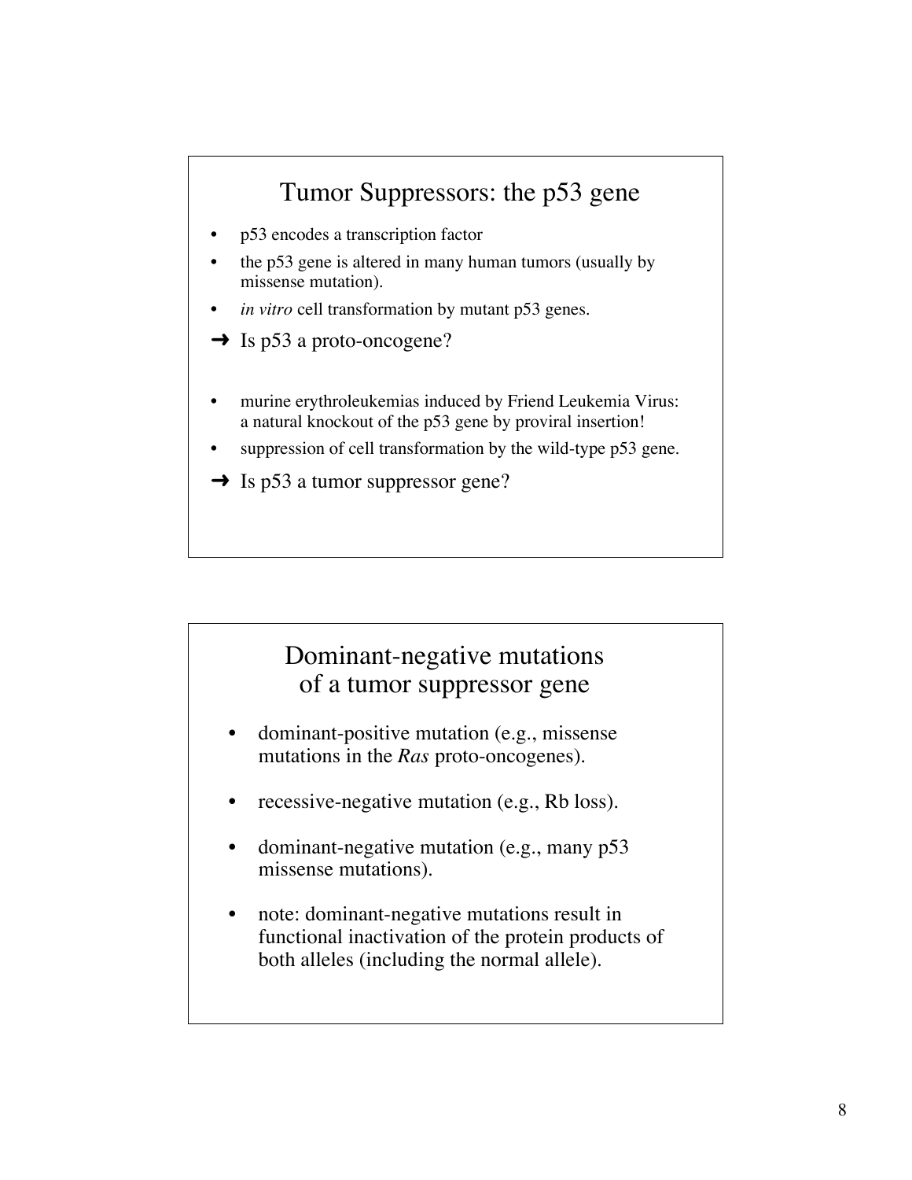## Tumor Suppressors: the p53 gene

- p53 encodes a transcription factor
- the p53 gene is altered in many human tumors (usually by missense mutation).
- *in vitro* cell transformation by mutant p53 genes.

➜ Is p53 a proto-oncogene?

- murine erythroleukemias induced by Friend Leukemia Virus: a natural knockout of the p53 gene by proviral insertion!
- suppression of cell transformation by the wild-type p53 gene.

➜ Is p53 a tumor suppressor gene?

## Dominant-negative mutations of a tumor suppressor gene

- dominant-positive mutation (e.g., missense mutations in the *Ras* proto-oncogenes).
- recessive-negative mutation (e.g., Rb loss).
- dominant-negative mutation (e.g., many p53 missense mutations).
- note: dominant-negative mutations result in functional inactivation of the protein products of both alleles (including the normal allele).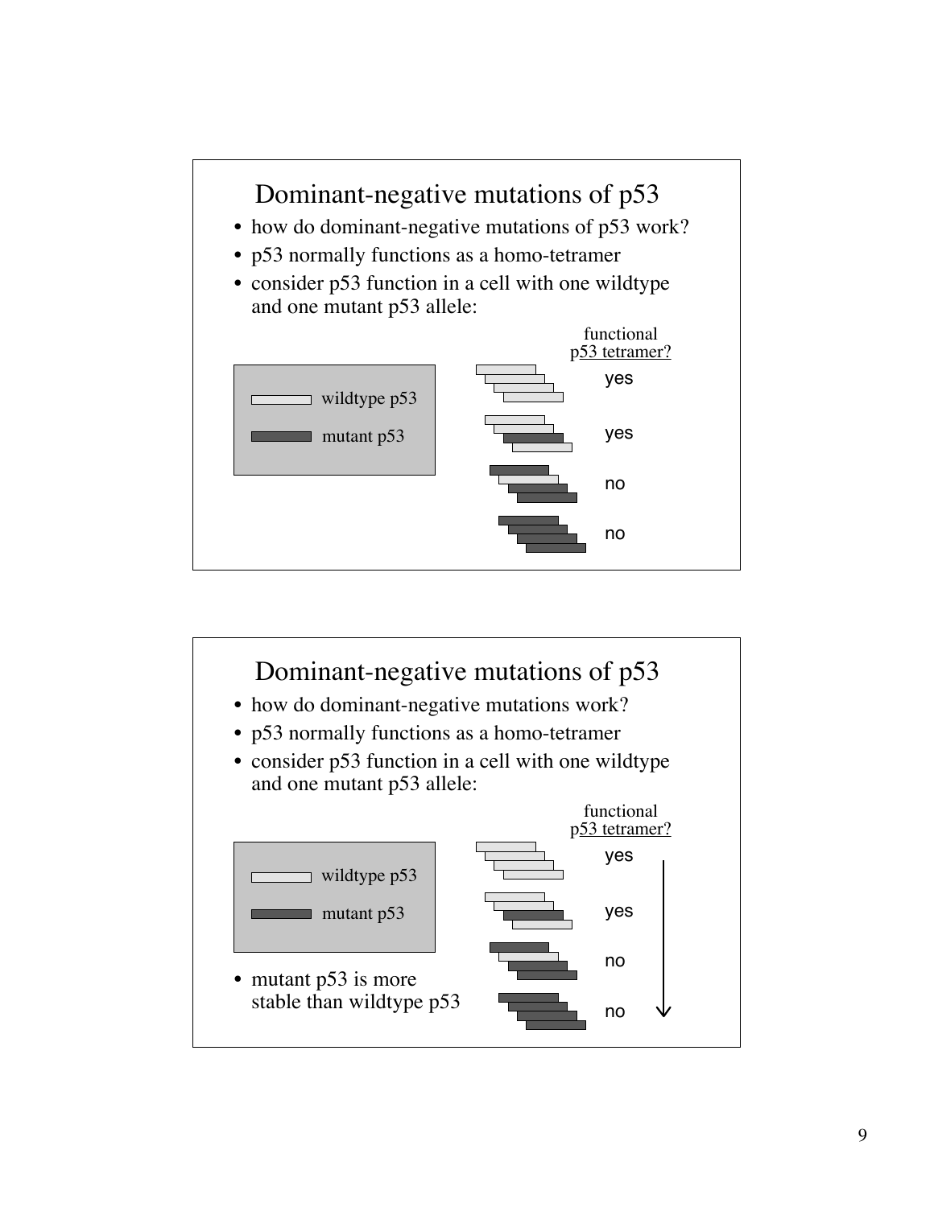# Dominant-negative mutations of p53

- how do dominant-negative mutations of p53 work?
- p53 normally functions as a homo-tetramer
- consider p53 function in a cell with one wildtype and one mutant p53 allele:

wildtype p53

mutant p53

functional p53 tetramer?

yes

yes

no

no

# Dominant-negative mutations of p53

- how do dominant-negative mutations work?
- p53 normally functions as a homo-tetramer
- consider p53 function in a cell with one wildtype and one mutant p53 allele:

wildtype p53

mutant p53

- mutant p53 is more stable than wildtype p53

functional p53 tetramer?

yes

yes

no

no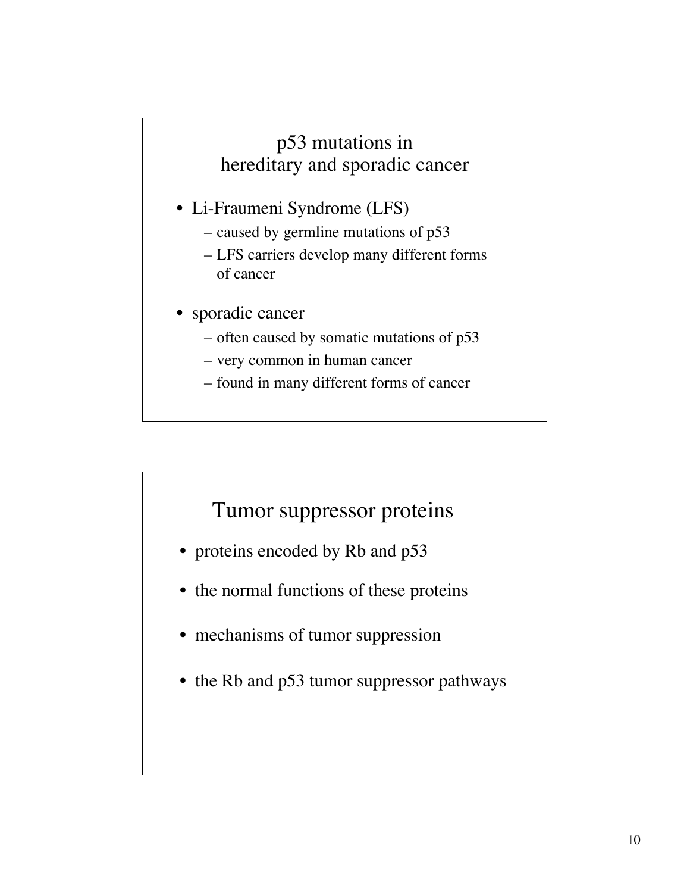## p53 mutations in hereditary and sporadic cancer

- Li-Fraumeni Syndrome (LFS)
  - caused by germline mutations of p53
  - LFS carriers develop many different forms of cancer
- sporadic cancer
  - often caused by somatic mutations of p53
  - very common in human cancer
  - found in many different forms of cancer

## Tumor suppressor proteins

- proteins encoded by Rb and p53
- the normal functions of these proteins
- mechanisms of tumor suppression
- the Rb and p53 tumor suppressor pathways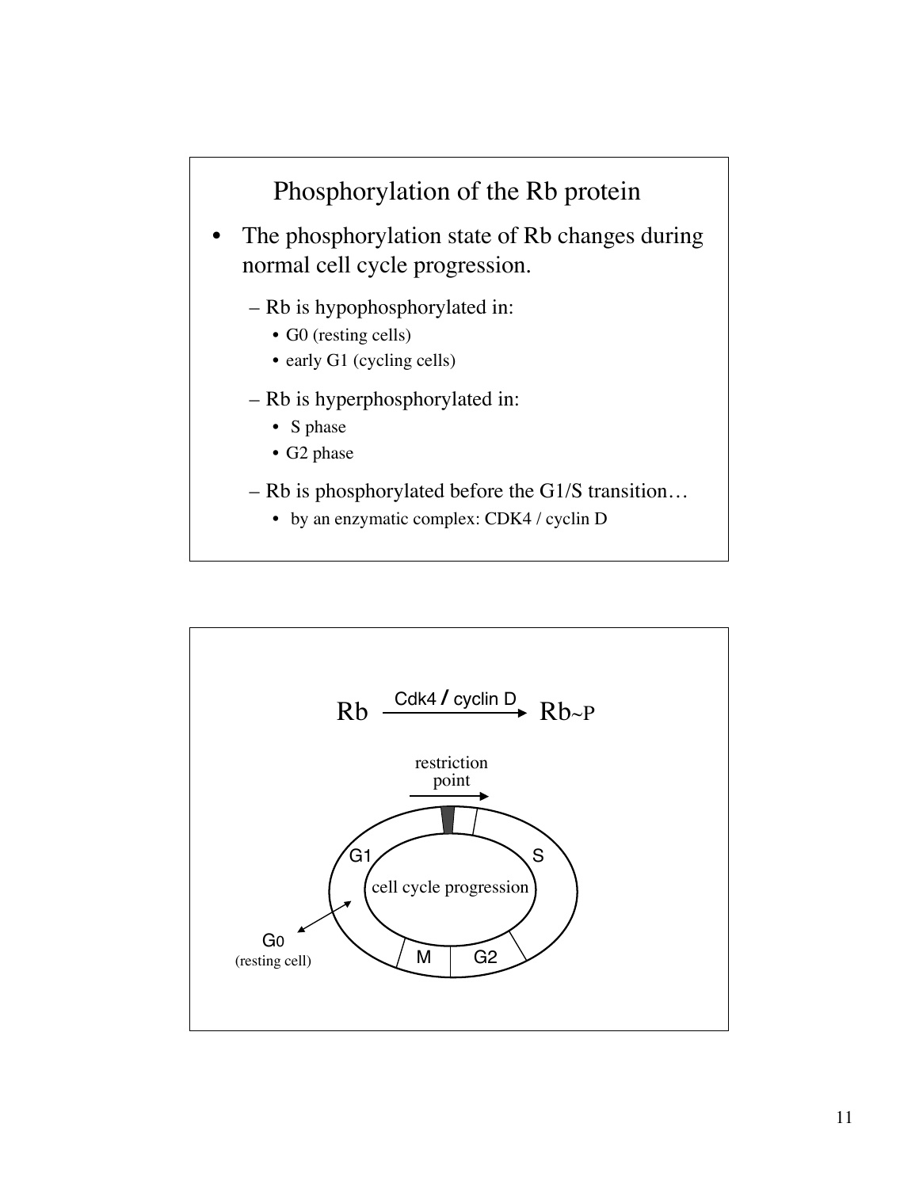# Phosphorylation of the Rb protein

- The phosphorylation state of Rb changes during normal cell cycle progression.
  - Rb is hypophosphorylated in:
    - G0 (resting cells)
    - early G1 (cycling cells)
  - Rb is hyperphosphorylated in:
    - S phase
    - G2 phase
  - Rb is phosphorylated before the G1/S transition…
    - by an enzymatic complex: CDK4 / cyclin D

Rb $\xrightarrow{\text{Cdk4 / cyclin D}}$ Rb~P

restriction point

G1

S

cell cycle progression

M

G2

G0 (resting cell)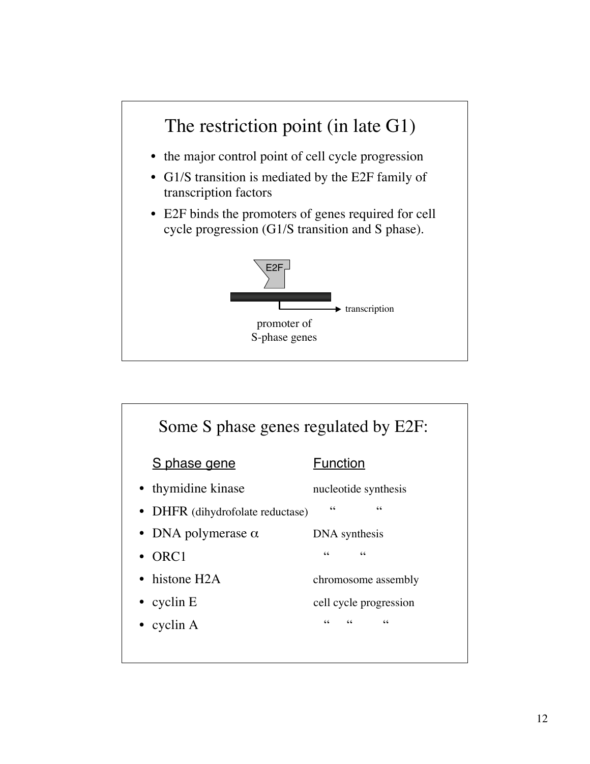# The restriction point (in late G1)

- the major control point of cell cycle progression
- G1/S transition is mediated by the E2F family of transcription factors
- E2F binds the promoters of genes required for cell cycle progression (G1/S transition and S phase).

E2F

transcription

promoter of S-phase genes

# Some S phase genes regulated by E2F:

| S phase gene | Function |
|---|---|
| thymidine kinase | nucleotide synthesis |
| DHFR (dihydrofolate reductase) | " " |
| DNA polymerase $\alpha$ | DNA synthesis |
| ORC1 | " " |
| histone H2A | chromosome assembly |
| cyclin E | cell cycle progression |
| cyclin A | " " " |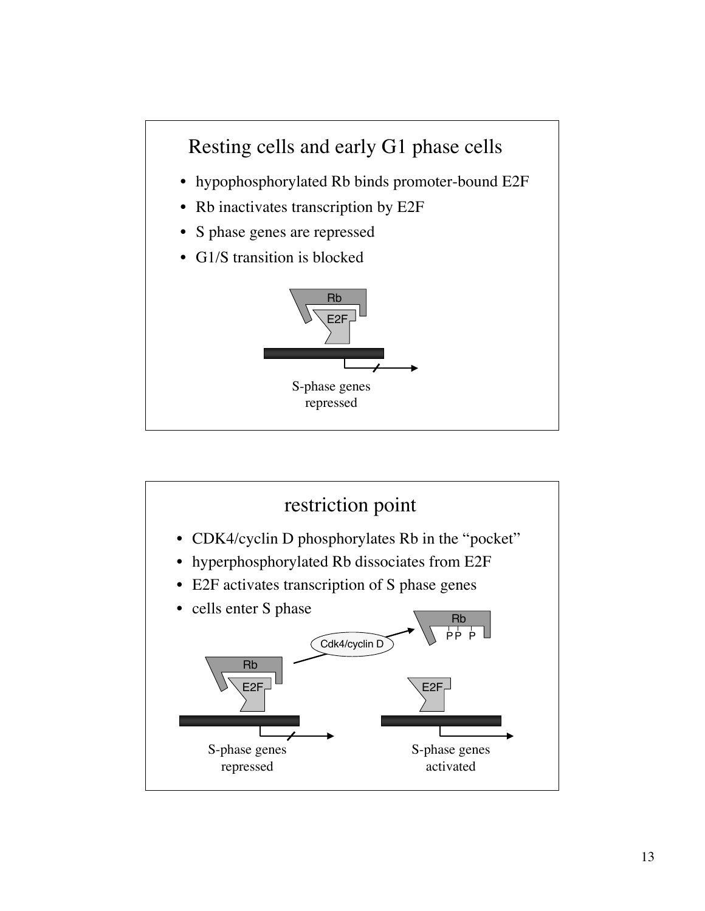## Resting cells and early G1 phase cells

- hypophosphorylated Rb binds promoter-bound E2F
- Rb inactivates transcription by E2F
- S phase genes are repressed
- G1/S transition is blocked

Rb

E2F

S-phase genes repressed

## restriction point

- CDK4/cyclin D phosphorylates Rb in the "pocket"
- hyperphosphorylated Rb dissociates from E2F
- E2F activates transcription of S phase genes
- cells enter S phase

Rb

PP P

Cdk4/cyclin D

Rb

E2F

E2F

S-phase genes repressed

S-phase genes activated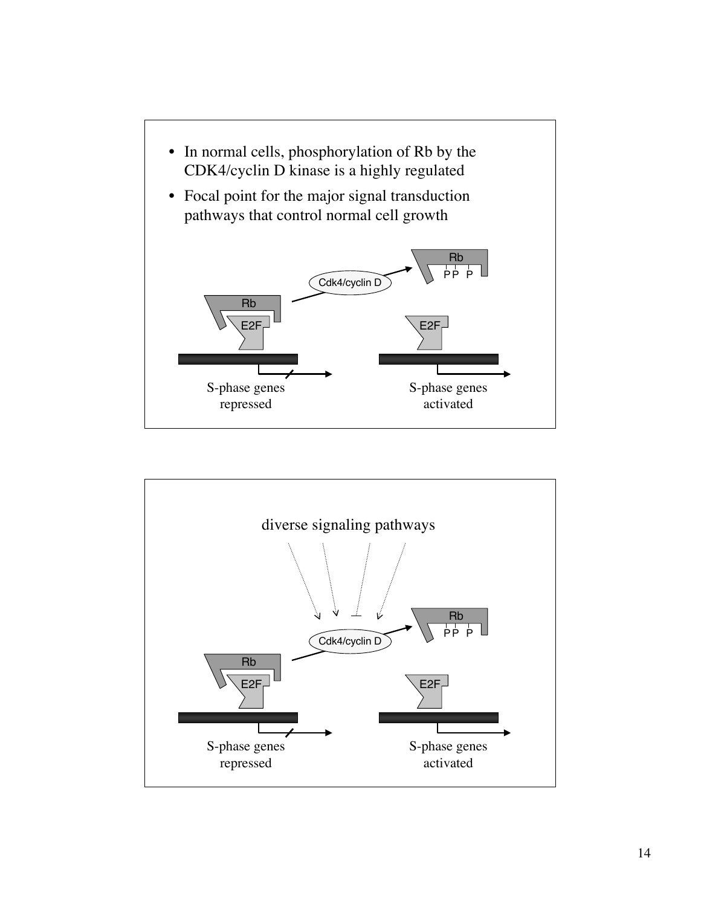- In normal cells, phosphorylation of Rb by the CDK4/cyclin D kinase is a highly regulated
- Focal point for the major signal transduction pathways that control normal cell growth

Cdk4/cyclin D

Rb

P P P

Rb

E2F

E2F

S-phase genes repressed

S-phase genes activated

diverse signaling pathways

Cdk4/cyclin D

Rb

P P P

Rb

E2F

E2F

S-phase genes repressed

S-phase genes activated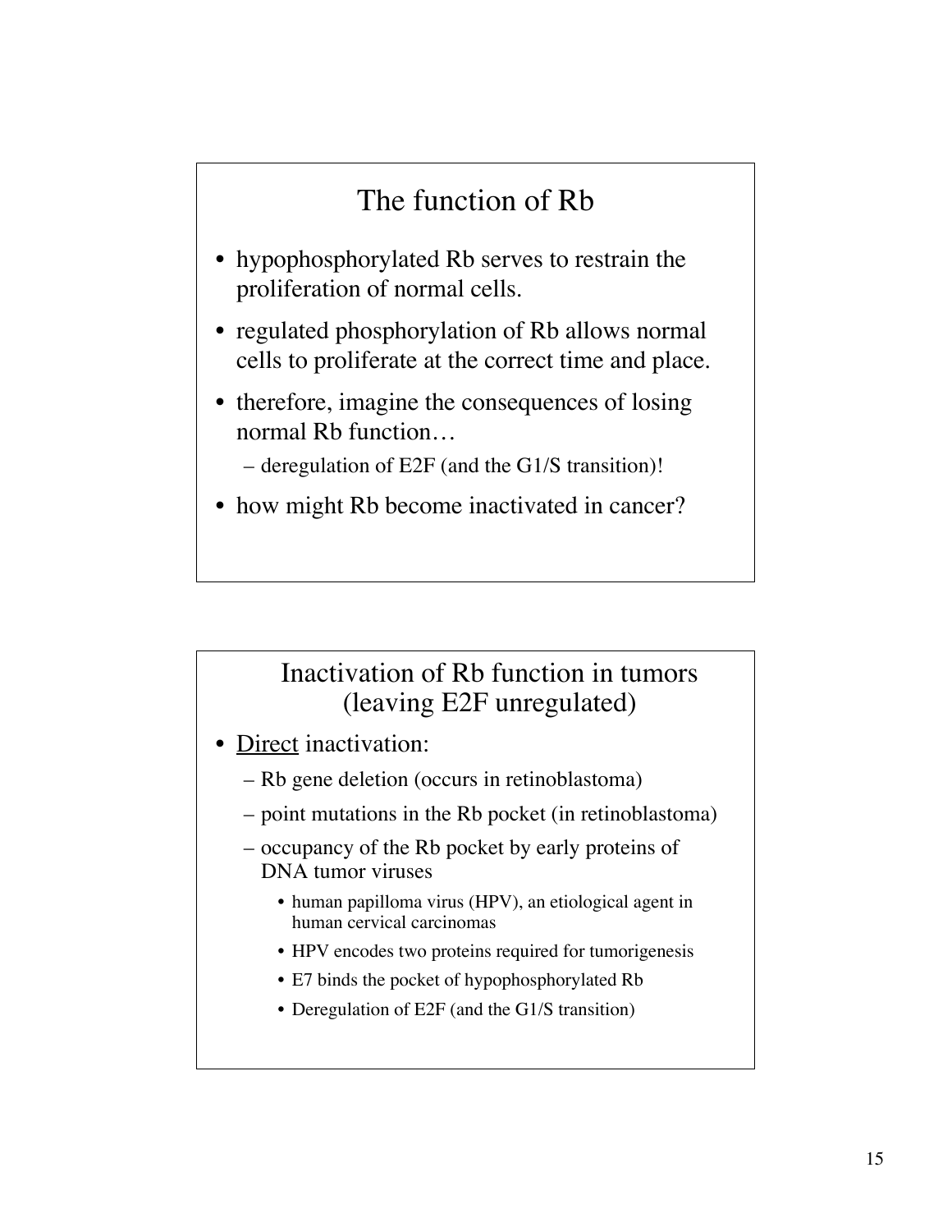## The function of Rb

- hypophosphorylated Rb serves to restrain the proliferation of normal cells.
- regulated phosphorylation of Rb allows normal cells to proliferate at the correct time and place.
- therefore, imagine the consequences of losing normal Rb function…
  - deregulation of E2F (and the G1/S transition)!
- how might Rb become inactivated in cancer?

## Inactivation of Rb function in tumors (leaving E2F unregulated)

- Direct inactivation:
  - Rb gene deletion (occurs in retinoblastoma)
  - point mutations in the Rb pocket (in retinoblastoma)
  - occupancy of the Rb pocket by early proteins of DNA tumor viruses
    - human papilloma virus (HPV), an etiological agent in human cervical carcinomas
    - HPV encodes two proteins required for tumorigenesis
    - E7 binds the pocket of hypophosphorylated Rb
    - Deregulation of E2F (and the G1/S transition)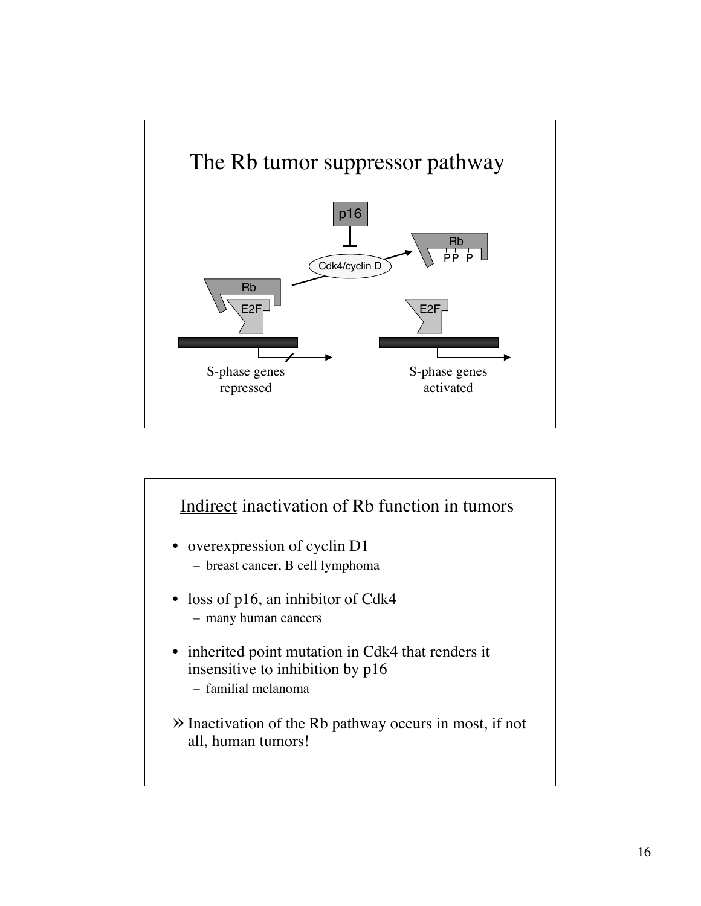## The Rb tumor suppressor pathway

p16

Cdk4/cyclin D

Rb

E2F

S-phase genes repressed

Rb

P P P

E2F

S-phase genes activated

## Indirect inactivation of Rb function in tumors

- overexpression of cyclin D1
  - breast cancer, B cell lymphoma
- loss of p16, an inhibitor of Cdk4
  - many human cancers
- inherited point mutation in Cdk4 that renders it insensitive to inhibition by p16
  - familial melanoma

» Inactivation of the Rb pathway occurs in most, if not all, human tumors!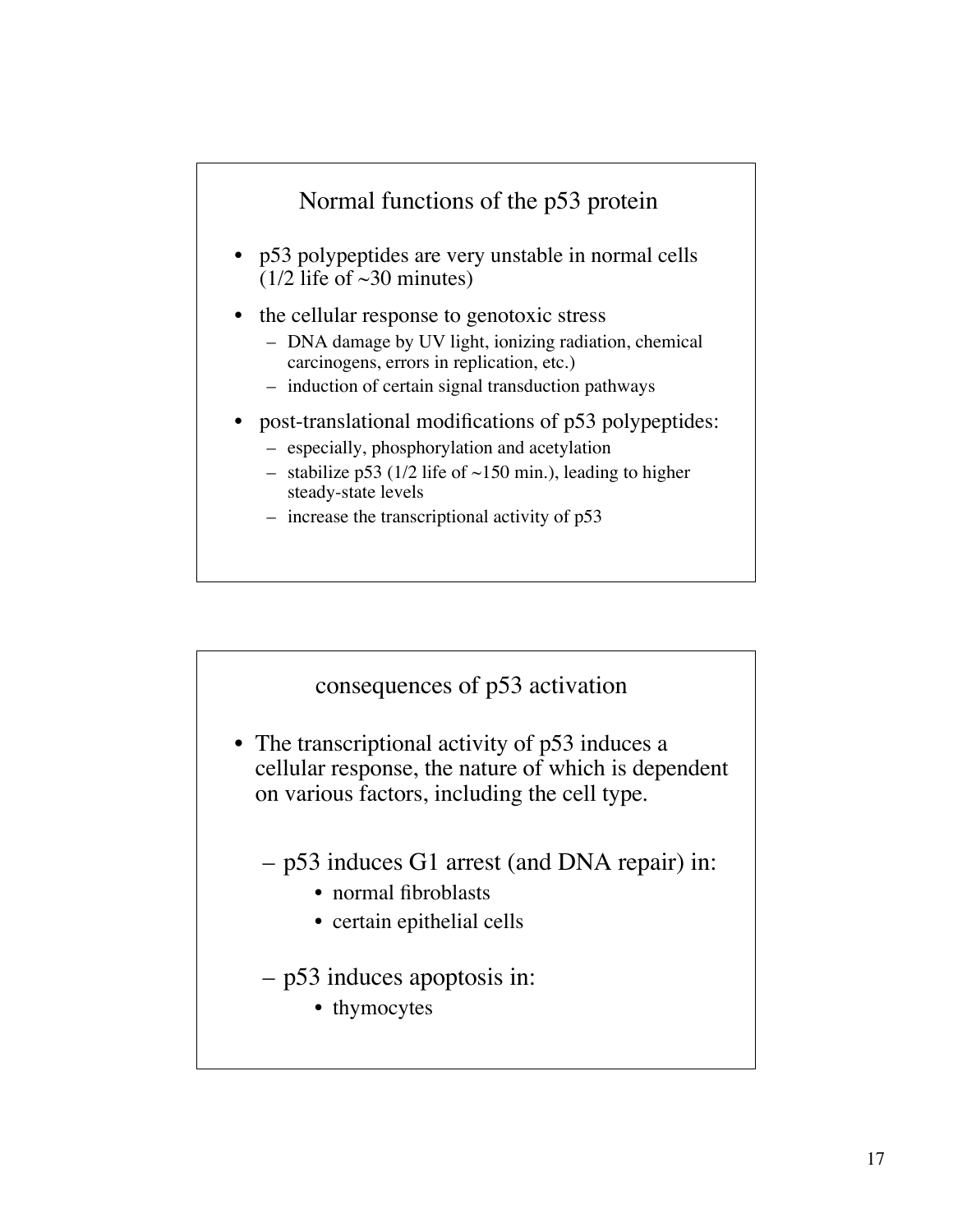## Normal functions of the p53 protein

- p53 polypeptides are very unstable in normal cells (1/2 life of ~30 minutes)
- the cellular response to genotoxic stress
  - DNA damage by UV light, ionizing radiation, chemical carcinogens, errors in replication, etc.)
  - induction of certain signal transduction pathways
- post-translational modifications of p53 polypeptides:
  - especially, phosphorylation and acetylation
  - stabilize p53 (1/2 life of ~150 min.), leading to higher steady-state levels
  - increase the transcriptional activity of p53

## consequences of p53 activation

- The transcriptional activity of p53 induces a cellular response, the nature of which is dependent on various factors, including the cell type.
  - p53 induces G1 arrest (and DNA repair) in:
    - normal fibroblasts
    - certain epithelial cells
  - p53 induces apoptosis in:
    - thymocytes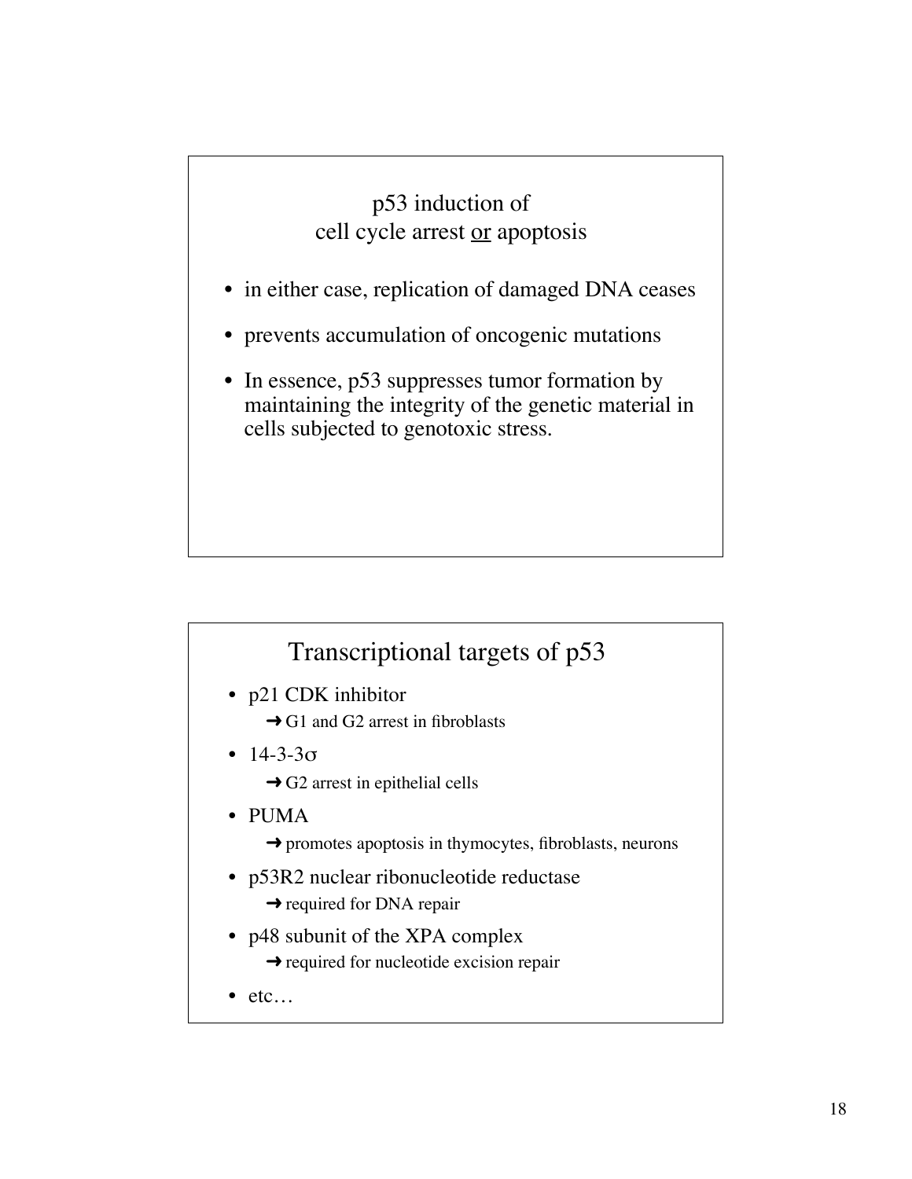## p53 induction of cell cycle arrest <u>or</u> apoptosis

- in either case, replication of damaged DNA ceases
- prevents accumulation of oncogenic mutations
- In essence, p53 suppresses tumor formation by maintaining the integrity of the genetic material in cells subjected to genotoxic stress.

## Transcriptional targets of p53

- p21 CDK inhibitor
  - ➞ G1 and G2 arrest in fibroblasts
- 14-3-3σ
  - ➞ G2 arrest in epithelial cells
- PUMA
  - ➞ promotes apoptosis in thymocytes, fibroblasts, neurons
- p53R2 nuclear ribonucleotide reductase
  - ➞ required for DNA repair
- p48 subunit of the XPA complex
  - ➞ required for nucleotide excision repair
- etc…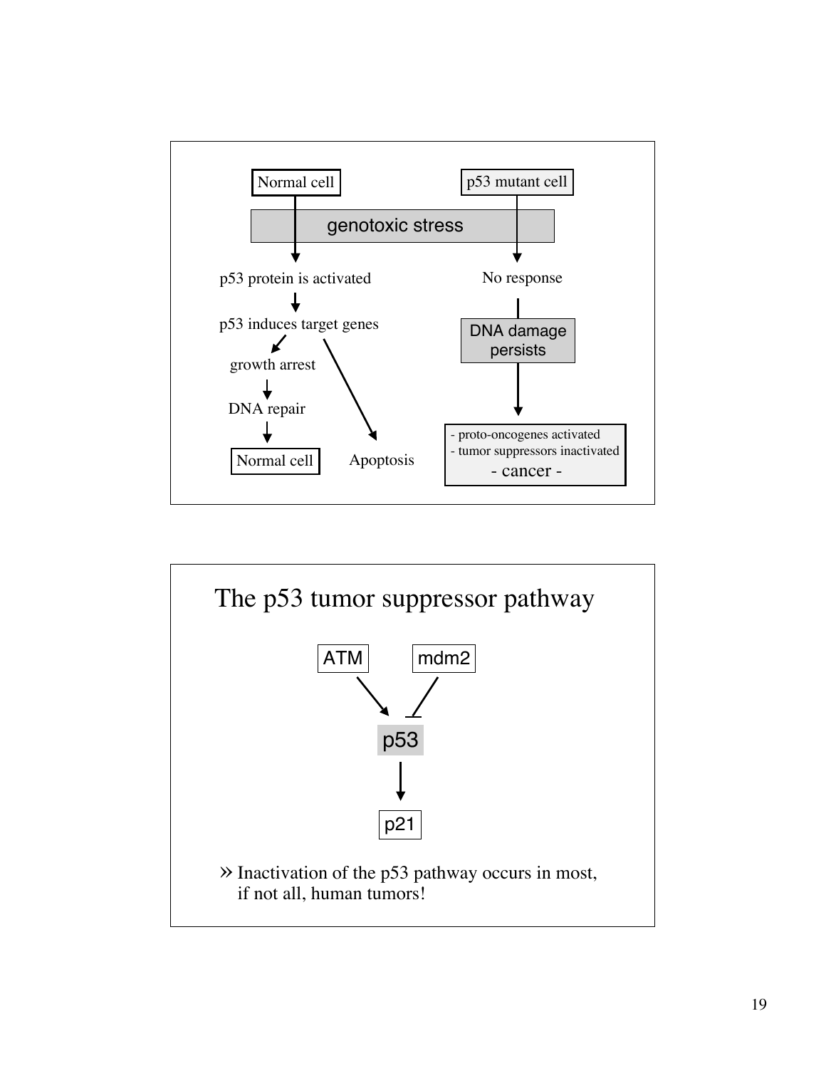Normal cell

p53 mutant cell

genotoxic stress

p53 protein is activated

p53 induces target genes

growth arrest

DNA repair

Normal cell

Apoptosis

No response

DNA damage persists

- proto-oncogenes activated
- tumor suppressors inactivated

- cancer -

# The p53 tumor suppressor pathway

ATM

mdm2

p53

p21

» Inactivation of the p53 pathway occurs in most, if not all, human tumors!